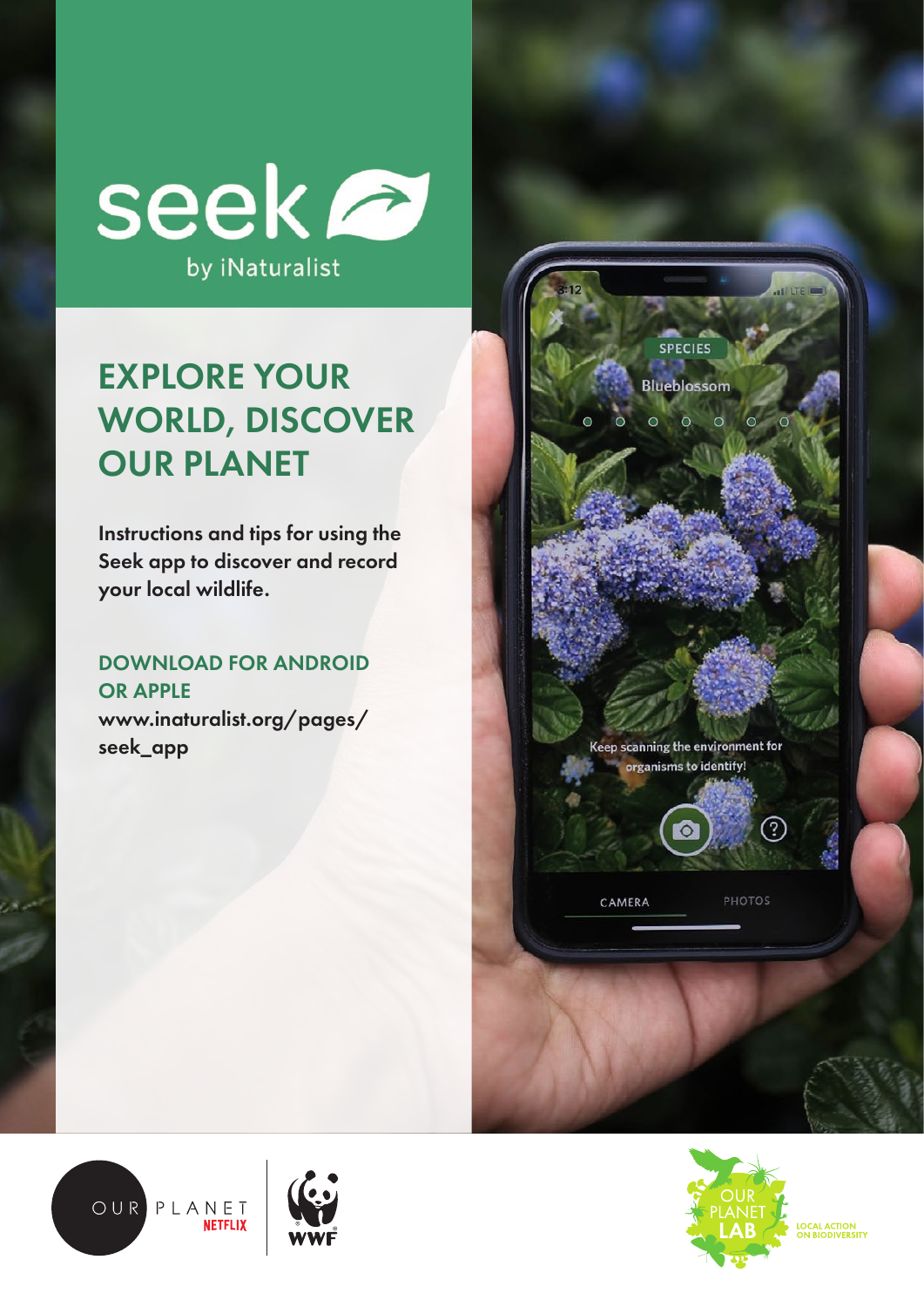# seek

by iNaturalist

## EXPLORE YOUR WORLD, DISCOVER OUR PLANET

**Instructions and tips for using the Seek app to discover and record your local wildlife.**

**DOWNLOAD FOR ANDROID OR APPLE**

**www.inaturalist.org/pages/seek_app**

OUR PLANET NETFLIX

WWF

OUR PLANET LAB

LOCAL ACTION ON BIODIVERSITY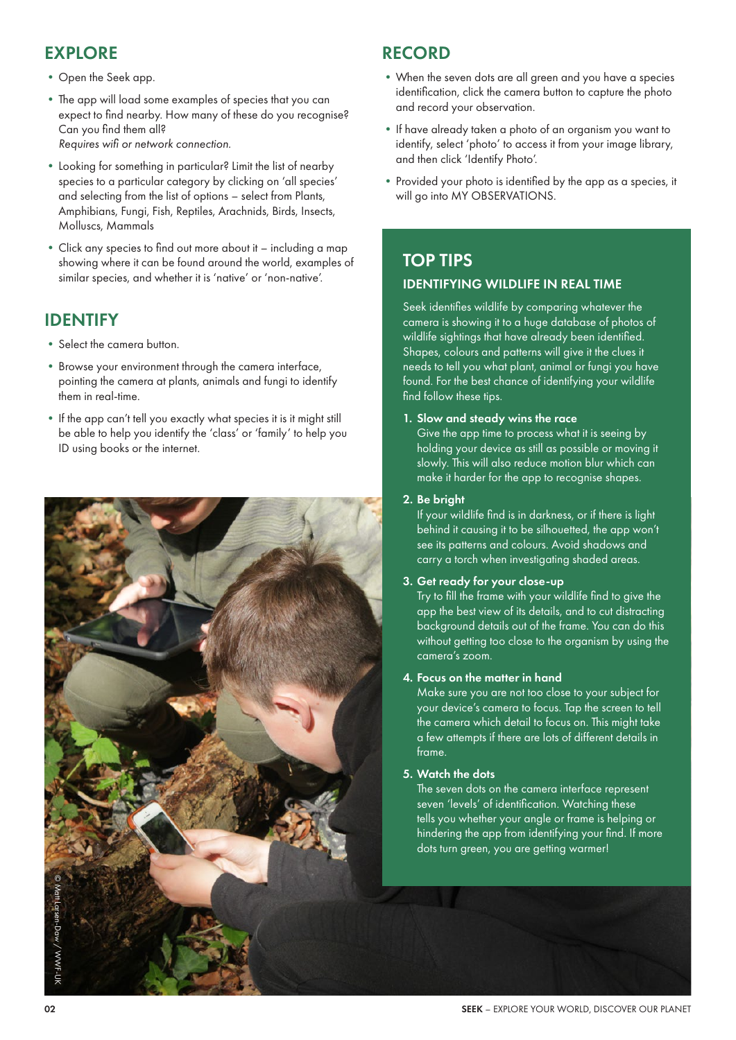## EXPLORE

- Open the Seek app.
- The app will load some examples of species that you can expect to find nearby. How many of these do you recognise? Can you find them all?
  *Requires wifi or network connection.*
- Looking for something in particular? Limit the list of nearby species to a particular category by clicking on 'all species' and selecting from the list of options – select from Plants, Amphibians, Fungi, Fish, Reptiles, Arachnids, Birds, Insects, Molluscs, Mammals
- Click any species to find out more about it – including a map showing where it can be found around the world, examples of similar species, and whether it is 'native' or 'non-native'.

## IDENTIFY

- Select the camera button.
- Browse your environment through the camera interface, pointing the camera at plants, animals and fungi to identify them in real-time.
- If the app can't tell you exactly what species it is it might still be able to help you identify the 'class' or 'family' to help you ID using books or the internet.

© Matt Larsen-Daw / WWF-UK

## RECORD

- When the seven dots are all green and you have a species identification, click the camera button to capture the photo and record your observation.
- If have already taken a photo of an organism you want to identify, select 'photo' to access it from your image library, and then click 'Identify Photo'.
- Provided your photo is identified by the app as a species, it will go into MY OBSERVATIONS.

## TOP TIPS

### IDENTIFYING WILDLIFE IN REAL TIME

Seek identifies wildlife by comparing whatever the camera is showing it to a huge database of photos of wildlife sightings that have already been identified. Shapes, colours and patterns will give it the clues it needs to tell you what plant, animal or fungi you have found. For the best chance of identifying your wildlife find follow these tips.

1. **Slow and steady wins the race**
   Give the app time to process what it is seeing by holding your device as still as possible or moving it slowly. This will also reduce motion blur which can make it harder for the app to recognise shapes.
2. **Be bright**
   If your wildlife find is in darkness, or if there is light behind it causing it to be silhouetted, the app won't see its patterns and colours. Avoid shadows and carry a torch when investigating shaded areas.
3. **Get ready for your close-up**
   Try to fill the frame with your wildlife find to give the app the best view of its details, and to cut distracting background details out of the frame. You can do this without getting too close to the organism by using the camera's zoom.
4. **Focus on the matter in hand**
   Make sure you are not too close to your subject for your device's camera to focus. Tap the screen to tell the camera which detail to focus on. This might take a few attempts if there are lots of different details in frame.
5. **Watch the dots**
   The seven dots on the camera interface represent seven 'levels' of identification. Watching these tells you whether your angle or frame is helping or hindering the app from identifying your find. If more dots turn green, you are getting warmer!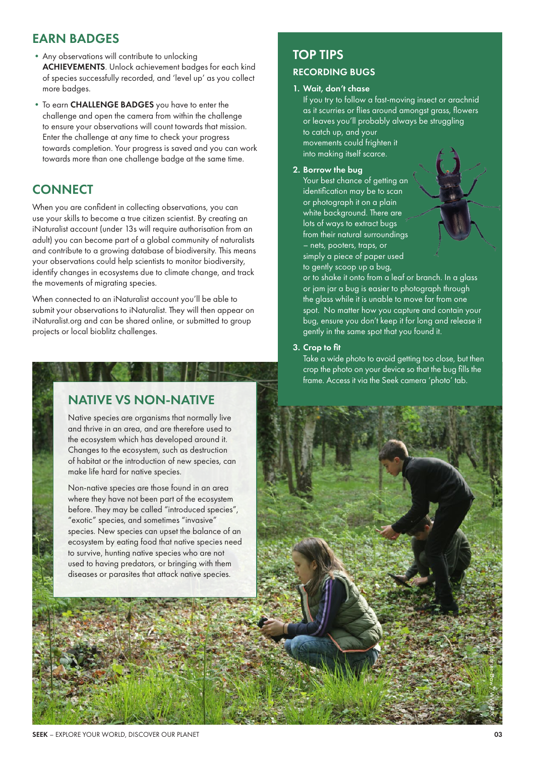## EARN BADGES

- Any observations will contribute to unlocking **ACHIEVEMENTS**. Unlock achievement badges for each kind of species successfully recorded, and 'level up' as you collect more badges.
- To earn **CHALLENGE BADGES** you have to enter the challenge and open the camera from within the challenge to ensure your observations will count towards that mission. Enter the challenge at any time to check your progress towards completion. Your progress is saved and you can work towards more than one challenge badge at the same time.

## CONNECT

When you are confident in collecting observations, you can use your skills to become a true citizen scientist. By creating an iNaturalist account (under 13s will require authorisation from an adult) you can become part of a global community of naturalists and contribute to a growing database of biodiversity. This means your observations could help scientists to monitor biodiversity, identify changes in ecosystems due to climate change, and track the movements of migrating species.

When connected to an iNaturalist account you'll be able to submit your observations to iNaturalist. They will then appear on iNaturalist.org and can be shared online, or submitted to group projects or local bioblitz challenges.

## NATIVE VS NON-NATIVE

Native species are organisms that normally live and thrive in an area, and are therefore used to the ecosystem which has developed around it. Changes to the ecosystem, such as destruction of habitat or the introduction of new species, can make life hard for native species.

Non-native species are those found in an area where they have not been part of the ecosystem before. They may be called "introduced species", "exotic" species, and sometimes "invasive" species. New species can upset the balance of an ecosystem by eating food that native species need to survive, hunting native species who are not used to having predators, or bringing with them diseases or parasites that attack native species.

## TOP TIPS

### RECORDING BUGS

1. **Wait, don't chase**
   If you try to follow a fast-moving insect or arachnid as it scurries or flies around amongst grass, flowers or leaves you'll probably always be struggling to catch up, and your movements could frighten it into making itself scarce.

2. **Borrow the bug**
   Your best chance of getting an identification may be to scan or photograph it on a plain white background. There are lots of ways to extract bugs from their natural surroundings – nets, pooters, traps, or simply a piece of paper used to gently scoop up a bug, or to shake it onto from a leaf or branch. In a glass or jam jar a bug is easier to photograph through the glass while it is unable to move far from one spot. No matter how you capture and contain your bug, ensure you don't keep it for long and release it gently in the same spot that you found it.

3. **Crop to fit**
   Take a wide photo to avoid getting too close, but then crop the photo on your device so that the bug fills the frame. Access it via the Seek camera 'photo' tab.

© Matt Larsen-Daw / WWF-UK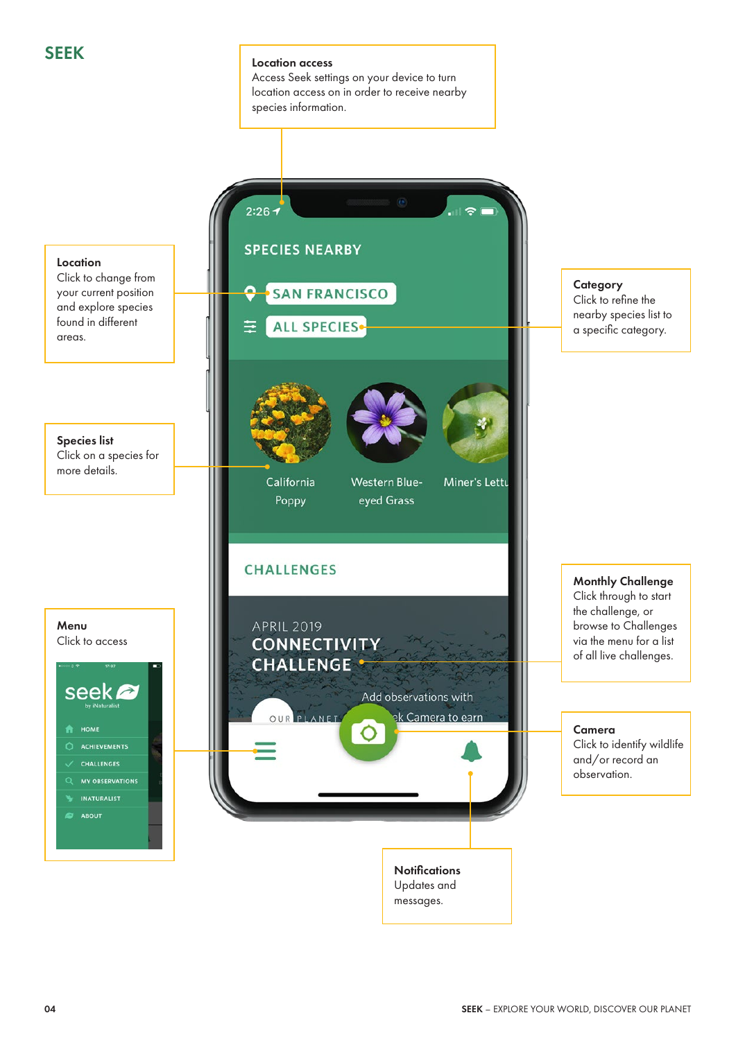# SEEK

**Location access**
Access Seek settings on your device to turn location access on in order to receive nearby species information.

**Location**
Click to change from your current position and explore species found in different areas.

**Category**
Click to refine the nearby species list to a specific category.

**Species list**
Click on a species for more details.

**Monthly Challenge**
Click through to start the challenge, or browse to Challenges via the menu for a list of all live challenges.

**Menu**
Click to access

**Camera**
Click to identify wildlife and/or record an observation.

**Notifications**
Updates and messages.